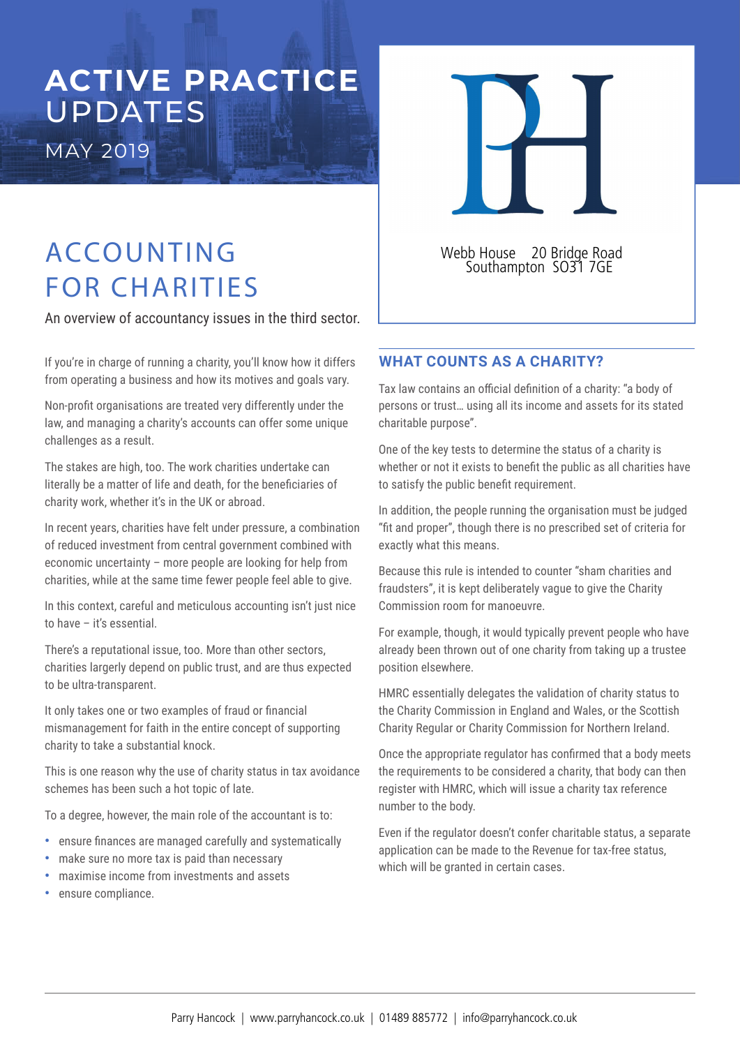# ACTIVE PRACTICE UPDATES

MAY 2019

Webb House 20 Bridge Road
Southampton SO31 7GE

# ACCOUNTING FOR CHARITIES

An overview of accountancy issues in the third sector.

If you're in charge of running a charity, you'll know how it differs from operating a business and how its motives and goals vary.

Non-profit organisations are treated very differently under the law, and managing a charity's accounts can offer some unique challenges as a result.

The stakes are high, too. The work charities undertake can literally be a matter of life and death, for the beneficiaries of charity work, whether it's in the UK or abroad.

In recent years, charities have felt under pressure, a combination of reduced investment from central government combined with economic uncertainty – more people are looking for help from charities, while at the same time fewer people feel able to give.

In this context, careful and meticulous accounting isn't just nice to have – it's essential.

There's a reputational issue, too. More than other sectors, charities largely depend on public trust, and are thus expected to be ultra-transparent.

It only takes one or two examples of fraud or financial mismanagement for faith in the entire concept of supporting charity to take a substantial knock.

This is one reason why the use of charity status in tax avoidance schemes has been such a hot topic of late.

To a degree, however, the main role of the accountant is to:

- ensure finances are managed carefully and systematically
- make sure no more tax is paid than necessary
- maximise income from investments and assets
- ensure compliance.

## WHAT COUNTS AS A CHARITY?

Tax law contains an official definition of a charity: "a body of persons or trust… using all its income and assets for its stated charitable purpose".

One of the key tests to determine the status of a charity is whether or not it exists to benefit the public as all charities have to satisfy the public benefit requirement.

In addition, the people running the organisation must be judged "fit and proper", though there is no prescribed set of criteria for exactly what this means.

Because this rule is intended to counter "sham charities and fraudsters", it is kept deliberately vague to give the Charity Commission room for manoeuvre.

For example, though, it would typically prevent people who have already been thrown out of one charity from taking up a trustee position elsewhere.

HMRC essentially delegates the validation of charity status to the Charity Commission in England and Wales, or the Scottish Charity Regular or Charity Commission for Northern Ireland.

Once the appropriate regulator has confirmed that a body meets the requirements to be considered a charity, that body can then register with HMRC, which will issue a charity tax reference number to the body.

Even if the regulator doesn't confer charitable status, a separate application can be made to the Revenue for tax-free status, which will be granted in certain cases.

Parry Hancock | www.parryhancock.co.uk | 01489 885772 | info@parryhancock.co.uk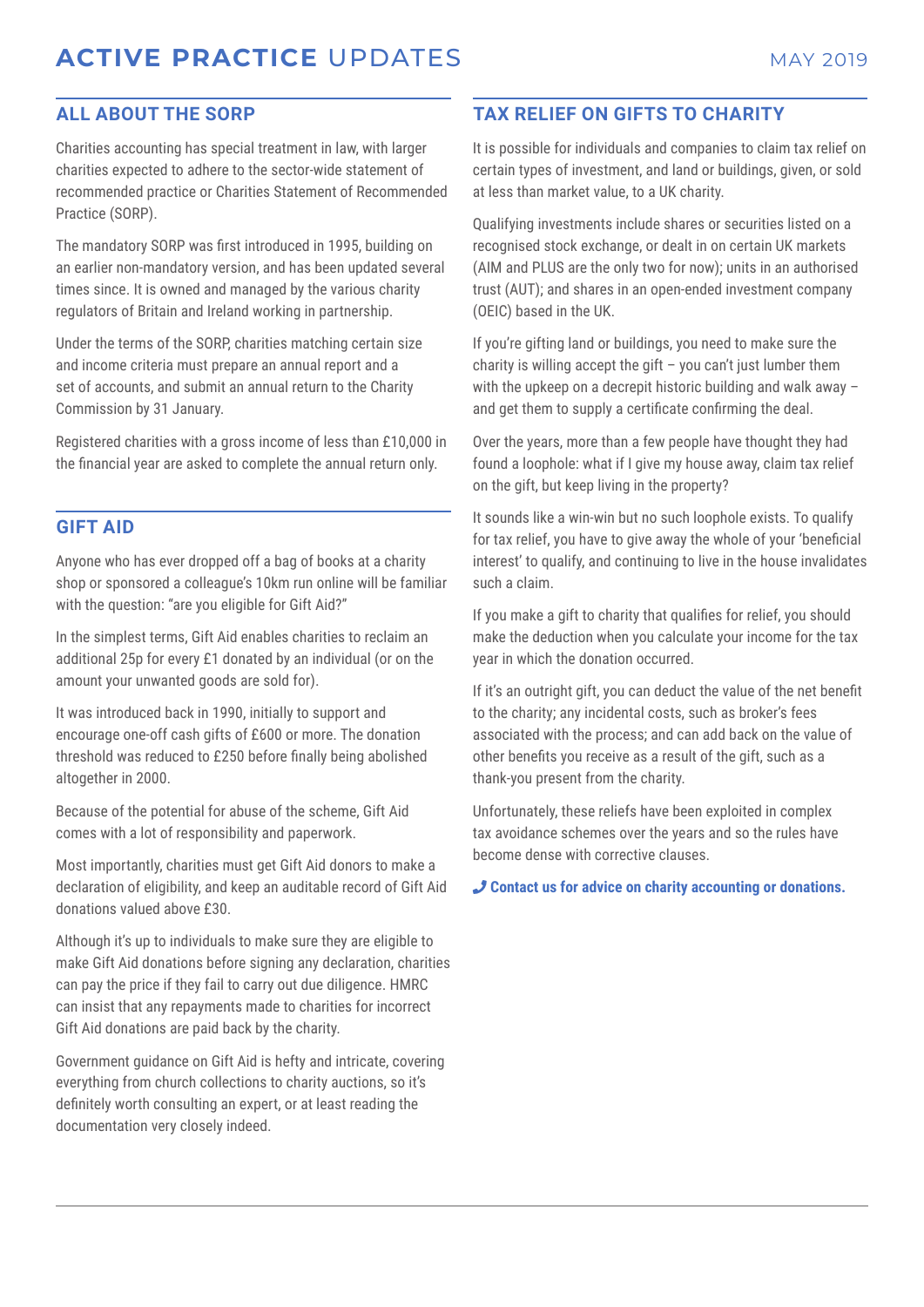## ALL ABOUT THE SORP

Charities accounting has special treatment in law, with larger charities expected to adhere to the sector-wide statement of recommended practice or Charities Statement of Recommended Practice (SORP).

The mandatory SORP was first introduced in 1995, building on an earlier non-mandatory version, and has been updated several times since. It is owned and managed by the various charity regulators of Britain and Ireland working in partnership.

Under the terms of the SORP, charities matching certain size and income criteria must prepare an annual report and a set of accounts, and submit an annual return to the Charity Commission by 31 January.

Registered charities with a gross income of less than £10,000 in the financial year are asked to complete the annual return only.

## GIFT AID

Anyone who has ever dropped off a bag of books at a charity shop or sponsored a colleague's 10km run online will be familiar with the question: "are you eligible for Gift Aid?"

In the simplest terms, Gift Aid enables charities to reclaim an additional 25p for every £1 donated by an individual (or on the amount your unwanted goods are sold for).

It was introduced back in 1990, initially to support and encourage one-off cash gifts of £600 or more. The donation threshold was reduced to £250 before finally being abolished altogether in 2000.

Because of the potential for abuse of the scheme, Gift Aid comes with a lot of responsibility and paperwork.

Most importantly, charities must get Gift Aid donors to make a declaration of eligibility, and keep an auditable record of Gift Aid donations valued above £30.

Although it's up to individuals to make sure they are eligible to make Gift Aid donations before signing any declaration, charities can pay the price if they fail to carry out due diligence. HMRC can insist that any repayments made to charities for incorrect Gift Aid donations are paid back by the charity.

Government guidance on Gift Aid is hefty and intricate, covering everything from church collections to charity auctions, so it's definitely worth consulting an expert, or at least reading the documentation very closely indeed.

## TAX RELIEF ON GIFTS TO CHARITY

It is possible for individuals and companies to claim tax relief on certain types of investment, and land or buildings, given, or sold at less than market value, to a UK charity.

Qualifying investments include shares or securities listed on a recognised stock exchange, or dealt in on certain UK markets (AIM and PLUS are the only two for now); units in an authorised trust (AUT); and shares in an open-ended investment company (OEIC) based in the UK.

If you're gifting land or buildings, you need to make sure the charity is willing accept the gift – you can't just lumber them with the upkeep on a decrepit historic building and walk away – and get them to supply a certificate confirming the deal.

Over the years, more than a few people have thought they had found a loophole: what if I give my house away, claim tax relief on the gift, but keep living in the property?

It sounds like a win-win but no such loophole exists. To qualify for tax relief, you have to give away the whole of your 'beneficial interest' to qualify, and continuing to live in the house invalidates such a claim.

If you make a gift to charity that qualifies for relief, you should make the deduction when you calculate your income for the tax year in which the donation occurred.

If it's an outright gift, you can deduct the value of the net benefit to the charity; any incidental costs, such as broker's fees associated with the process; and can add back on the value of other benefits you receive as a result of the gift, such as a thank-you present from the charity.

Unfortunately, these reliefs have been exploited in complex tax avoidance schemes over the years and so the rules have become dense with corrective clauses.

**Contact us for advice on charity accounting or donations.**